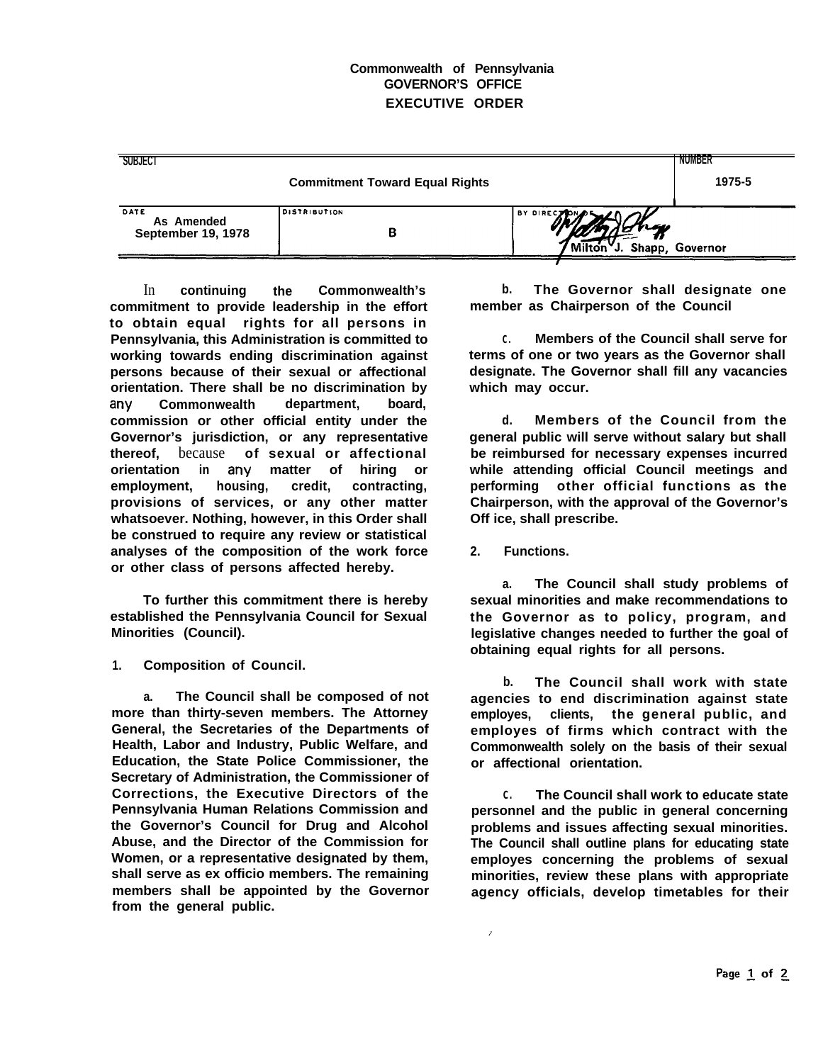**Commonwealth of Pennsylvania**
**GOVERNOR'S OFFICE**
**EXECUTIVE ORDER**

| SUBJECT | | | NUMBER |
|---|---|---|---|
| Commitment Toward Equal Rights | | | 1975-5 |
| DATE: As Amended September 19, 1978 | DISTRIBUTION: B | BY DIRECTION OF: Milton J. Shapp, Governor | |

In continuing the Commonwealth's commitment to provide leadership in the effort to obtain equal rights for all persons in Pennsylvania, this Administration is committed to working towards ending discrimination against persons because of their sexual or affectional orientation. There shall be no discrimination by any Commonwealth department, board, commission or other official entity under the Governor's jurisdiction, or any representative thereof, because of sexual or affectional orientation in any matter of hiring or employment, housing, credit, contracting, provisions of services, or any other matter whatsoever. Nothing, however, in this Order shall be construed to require any review or statistical analyses of the composition of the work force or other class of persons affected hereby.

To further this commitment there is hereby established the Pennsylvania Council for Sexual Minorities (Council).

1. **Composition of Council.**

a. The Council shall be composed of not more than thirty-seven members. The Attorney General, the Secretaries of the Departments of Health, Labor and Industry, Public Welfare, and Education, the State Police Commissioner, the Secretary of Administration, the Commissioner of Corrections, the Executive Directors of the Pennsylvania Human Relations Commission and the Governor's Council for Drug and Alcohol Abuse, and the Director of the Commission for Women, or a representative designated by them, shall serve as ex officio members. The remaining members shall be appointed by the Governor from the general public.

b. The Governor shall designate one member as Chairperson of the Council

c. Members of the Council shall serve for terms of one or two years as the Governor shall designate. The Governor shall fill any vacancies which may occur.

d. Members of the Council from the general public will serve without salary but shall be reimbursed for necessary expenses incurred while attending official Council meetings and performing other official functions as the Chairperson, with the approval of the Governor's Off ice, shall prescribe.

2. **Functions.**

a. The Council shall study problems of sexual minorities and make recommendations to the Governor as to policy, program, and legislative changes needed to further the goal of obtaining equal rights for all persons.

b. The Council shall work with state agencies to end discrimination against state employes, clients, the general public, and employes of firms which contract with the Commonwealth solely on the basis of their sexual or affectional orientation.

c. The Council shall work to educate state personnel and the public in general concerning problems and issues affecting sexual minorities. The Council shall outline plans for educating state employes concerning the problems of sexual minorities, review these plans with appropriate agency officials, develop timetables for their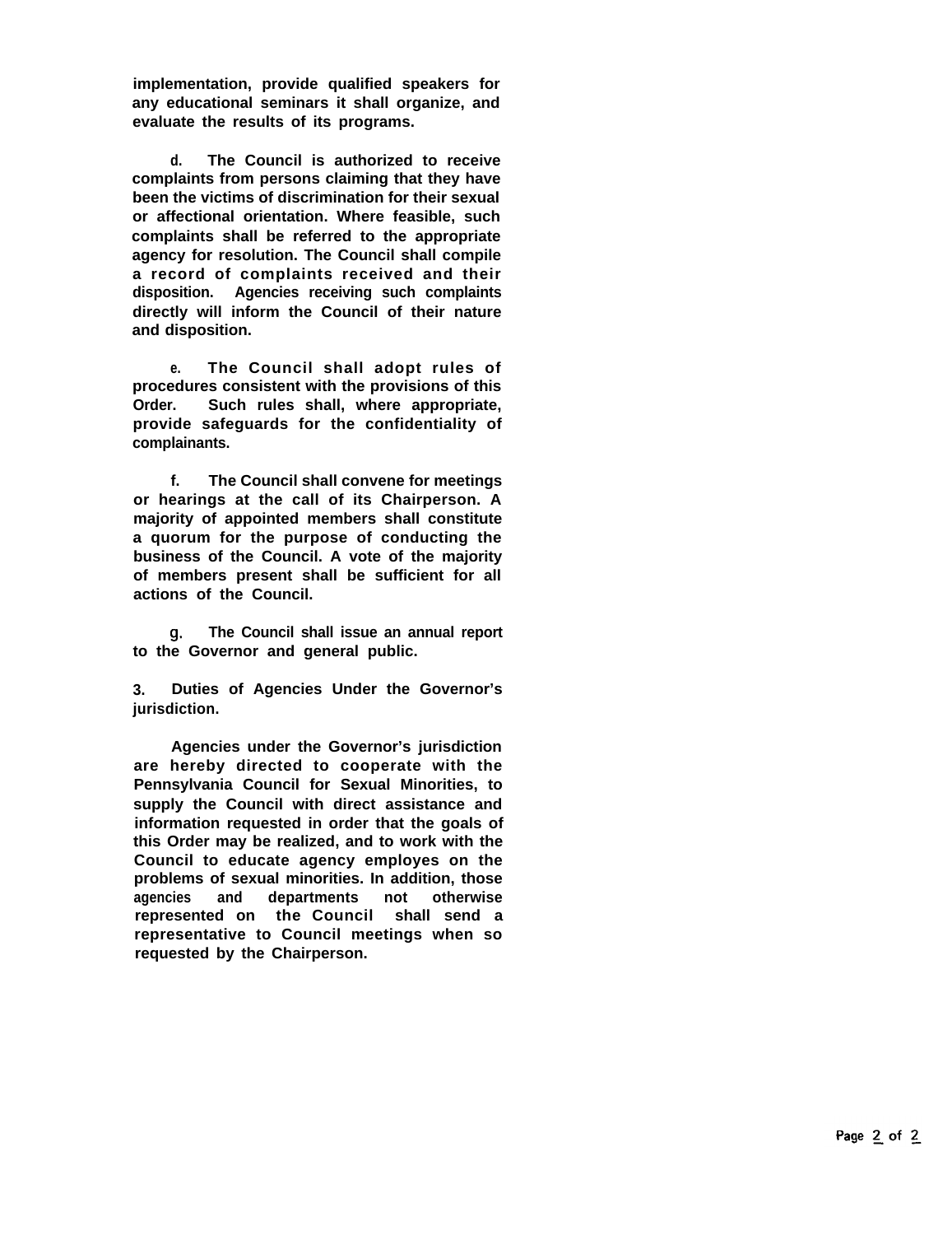implementation, provide qualified speakers for any educational seminars it shall organize, and evaluate the results of its programs.

d. The Council is authorized to receive complaints from persons claiming that they have been the victims of discrimination for their sexual or affectional orientation. Where feasible, such complaints shall be referred to the appropriate agency for resolution. The Council shall compile a record of complaints received and their disposition. Agencies receiving such complaints directly will inform the Council of their nature and disposition.

e. The Council shall adopt rules of procedures consistent with the provisions of this Order. Such rules shall, where appropriate, provide safeguards for the confidentiality of complainants.

f. The Council shall convene for meetings or hearings at the call of its Chairperson. A majority of appointed members shall constitute a quorum for the purpose of conducting the business of the Council. A vote of the majority of members present shall be sufficient for all actions of the Council.

g. The Council shall issue an annual report to the Governor and general public.

3. Duties of Agencies Under the Governor's jurisdiction.

Agencies under the Governor's jurisdiction are hereby directed to cooperate with the Pennsylvania Council for Sexual Minorities, to supply the Council with direct assistance and information requested in order that the goals of this Order may be realized, and to work with the Council to educate agency employes on the problems of sexual minorities. In addition, those agencies and departments not otherwise represented on the Council shall send a representative to Council meetings when so requested by the Chairperson.